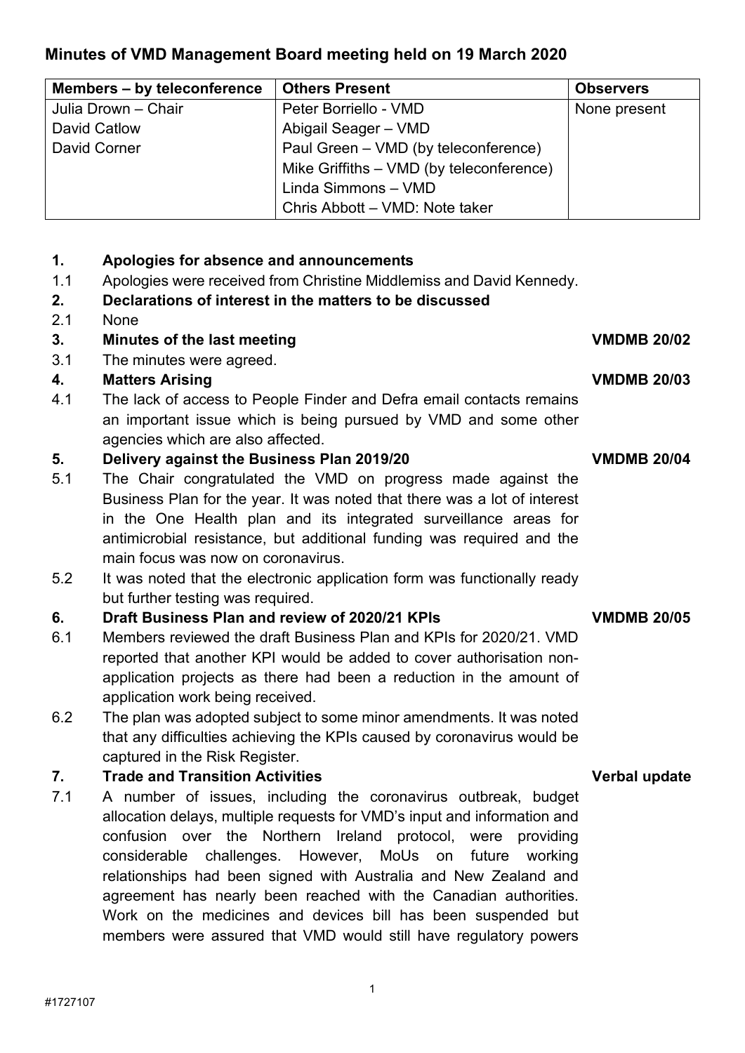# Minutes of VMD Management Board meeting held on 19 March 2020

| Members – by teleconference | Others Present | Observers |
|---|---|---|
| Julia Drown – Chair | Peter Borriello - VMD | None present |
| David Catlow | Abigail Seager – VMD | |
| David Corner | Paul Green – VMD (by teleconference) | |
| | Mike Griffiths – VMD (by teleconference) | |
| | Linda Simmons – VMD | |
| | Chris Abbott – VMD: Note taker | |

**1. Apologies for absence and announcements**

1.1 Apologies were received from Christine Middlemiss and David Kennedy.

**2. Declarations of interest in the matters to be discussed**

2.1 None

**3. Minutes of the last meeting** — **VMDMB 20/02**

3.1 The minutes were agreed.

**4. Matters Arising** — **VMDMB 20/03**

4.1 The lack of access to People Finder and Defra email contacts remains an important issue which is being pursued by VMD and some other agencies which are also affected.

**5. Delivery against the Business Plan 2019/20** — **VMDMB 20/04**

5.1 The Chair congratulated the VMD on progress made against the Business Plan for the year. It was noted that there was a lot of interest in the One Health plan and its integrated surveillance areas for antimicrobial resistance, but additional funding was required and the main focus was now on coronavirus.

5.2 It was noted that the electronic application form was functionally ready but further testing was required.

**6. Draft Business Plan and review of 2020/21 KPIs** — **VMDMB 20/05**

6.1 Members reviewed the draft Business Plan and KPIs for 2020/21. VMD reported that another KPI would be added to cover authorisation non-application projects as there had been a reduction in the amount of application work being received.

6.2 The plan was adopted subject to some minor amendments. It was noted that any difficulties achieving the KPIs caused by coronavirus would be captured in the Risk Register.

**7. Trade and Transition Activities** — **Verbal update**

7.1 A number of issues, including the coronavirus outbreak, budget allocation delays, multiple requests for VMD's input and information and confusion over the Northern Ireland protocol, were providing considerable challenges. However, MoUs on future working relationships had been signed with Australia and New Zealand and agreement has nearly been reached with the Canadian authorities. Work on the medicines and devices bill has been suspended but members were assured that VMD would still have regulatory powers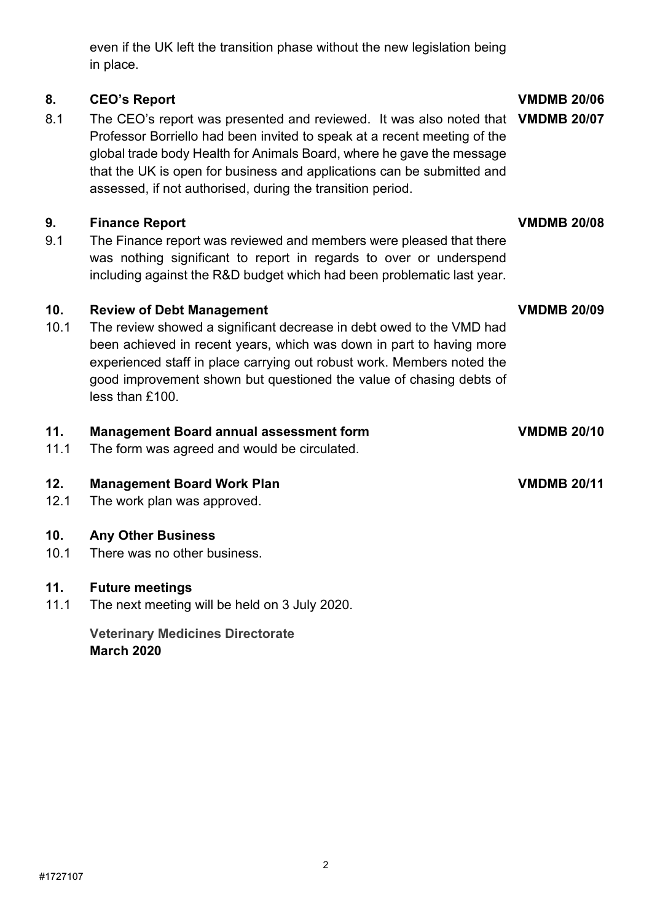even if the UK left the transition phase without the new legislation being in place.

## 8. CEO's Report

**VMDMB 20/06**

8.1 The CEO's report was presented and reviewed. It was also noted that Professor Borriello had been invited to speak at a recent meeting of the global trade body Health for Animals Board, where he gave the message that the UK is open for business and applications can be submitted and assessed, if not authorised, during the transition period.

**VMDMB 20/07**

## 9. Finance Report

**VMDMB 20/08**

9.1 The Finance report was reviewed and members were pleased that there was nothing significant to report in regards to over or underspend including against the R&D budget which had been problematic last year.

## 10. Review of Debt Management

**VMDMB 20/09**

10.1 The review showed a significant decrease in debt owed to the VMD had been achieved in recent years, which was down in part to having more experienced staff in place carrying out robust work. Members noted the good improvement shown but questioned the value of chasing debts of less than £100.

## 11. Management Board annual assessment form

**VMDMB 20/10**

11.1 The form was agreed and would be circulated.

## 12. Management Board Work Plan

**VMDMB 20/11**

12.1 The work plan was approved.

## 10. Any Other Business

10.1 There was no other business.

## 11. Future meetings

11.1 The next meeting will be held on 3 July 2020.

**Veterinary Medicines Directorate**
**March 2020**

#1727107